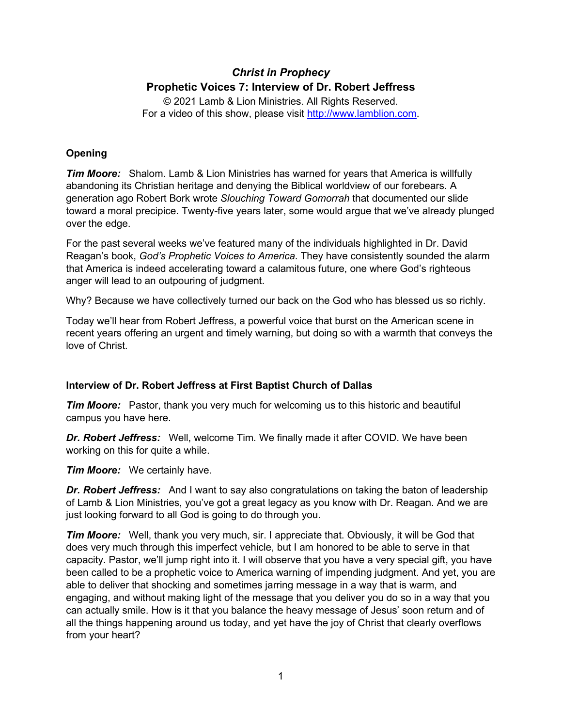# *Christ in Prophecy*

## Prophetic Voices 7: Interview of Dr. Robert Jeffress

© 2021 Lamb & Lion Ministries. All Rights Reserved.
For a video of this show, please visit http://www.lamblion.com.

### Opening

***Tim Moore:*** Shalom. Lamb & Lion Ministries has warned for years that America is willfully abandoning its Christian heritage and denying the Biblical worldview of our forebears. A generation ago Robert Bork wrote *Slouching Toward Gomorrah* that documented our slide toward a moral precipice. Twenty-five years later, some would argue that we've already plunged over the edge.

For the past several weeks we've featured many of the individuals highlighted in Dr. David Reagan's book, *God's Prophetic Voices to America*. They have consistently sounded the alarm that America is indeed accelerating toward a calamitous future, one where God's righteous anger will lead to an outpouring of judgment.

Why? Because we have collectively turned our back on the God who has blessed us so richly.

Today we'll hear from Robert Jeffress, a powerful voice that burst on the American scene in recent years offering an urgent and timely warning, but doing so with a warmth that conveys the love of Christ.

### Interview of Dr. Robert Jeffress at First Baptist Church of Dallas

***Tim Moore:*** Pastor, thank you very much for welcoming us to this historic and beautiful campus you have here.

***Dr. Robert Jeffress:*** Well, welcome Tim. We finally made it after COVID. We have been working on this for quite a while.

***Tim Moore:*** We certainly have.

***Dr. Robert Jeffress:*** And I want to say also congratulations on taking the baton of leadership of Lamb & Lion Ministries, you've got a great legacy as you know with Dr. Reagan. And we are just looking forward to all God is going to do through you.

***Tim Moore:*** Well, thank you very much, sir. I appreciate that. Obviously, it will be God that does very much through this imperfect vehicle, but I am honored to be able to serve in that capacity. Pastor, we'll jump right into it. I will observe that you have a very special gift, you have been called to be a prophetic voice to America warning of impending judgment. And yet, you are able to deliver that shocking and sometimes jarring message in a way that is warm, and engaging, and without making light of the message that you deliver you do so in a way that you can actually smile. How is it that you balance the heavy message of Jesus' soon return and of all the things happening around us today, and yet have the joy of Christ that clearly overflows from your heart?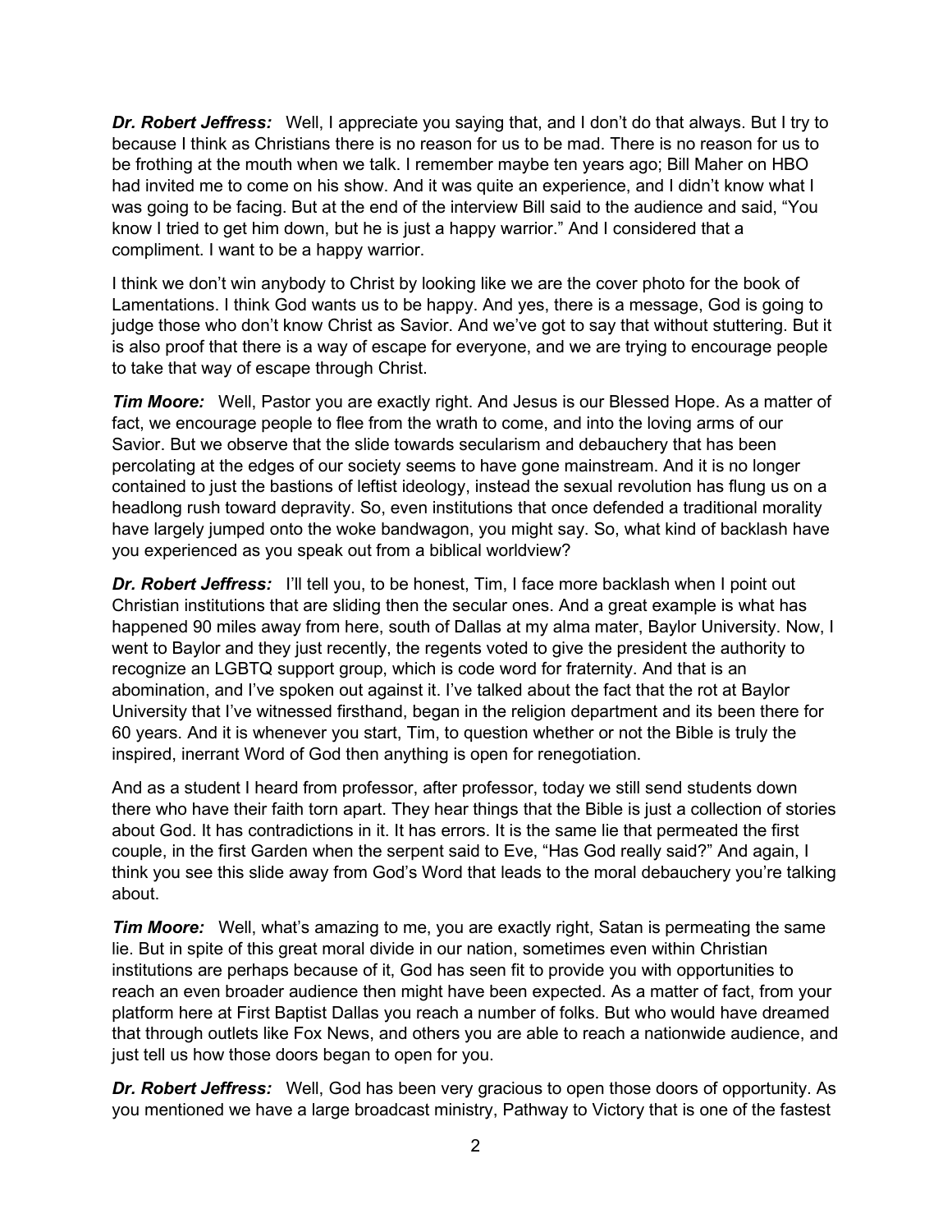***Dr. Robert Jeffress:*** Well, I appreciate you saying that, and I don't do that always. But I try to because I think as Christians there is no reason for us to be mad. There is no reason for us to be frothing at the mouth when we talk. I remember maybe ten years ago; Bill Maher on HBO had invited me to come on his show. And it was quite an experience, and I didn't know what I was going to be facing. But at the end of the interview Bill said to the audience and said, "You know I tried to get him down, but he is just a happy warrior." And I considered that a compliment. I want to be a happy warrior.

I think we don't win anybody to Christ by looking like we are the cover photo for the book of Lamentations. I think God wants us to be happy. And yes, there is a message, God is going to judge those who don't know Christ as Savior. And we've got to say that without stuttering. But it is also proof that there is a way of escape for everyone, and we are trying to encourage people to take that way of escape through Christ.

***Tim Moore:*** Well, Pastor you are exactly right. And Jesus is our Blessed Hope. As a matter of fact, we encourage people to flee from the wrath to come, and into the loving arms of our Savior. But we observe that the slide towards secularism and debauchery that has been percolating at the edges of our society seems to have gone mainstream. And it is no longer contained to just the bastions of leftist ideology, instead the sexual revolution has flung us on a headlong rush toward depravity. So, even institutions that once defended a traditional morality have largely jumped onto the woke bandwagon, you might say. So, what kind of backlash have you experienced as you speak out from a biblical worldview?

***Dr. Robert Jeffress:*** I'll tell you, to be honest, Tim, I face more backlash when I point out Christian institutions that are sliding then the secular ones. And a great example is what has happened 90 miles away from here, south of Dallas at my alma mater, Baylor University. Now, I went to Baylor and they just recently, the regents voted to give the president the authority to recognize an LGBTQ support group, which is code word for fraternity. And that is an abomination, and I've spoken out against it. I've talked about the fact that the rot at Baylor University that I've witnessed firsthand, began in the religion department and its been there for 60 years. And it is whenever you start, Tim, to question whether or not the Bible is truly the inspired, inerrant Word of God then anything is open for renegotiation.

And as a student I heard from professor, after professor, today we still send students down there who have their faith torn apart. They hear things that the Bible is just a collection of stories about God. It has contradictions in it. It has errors. It is the same lie that permeated the first couple, in the first Garden when the serpent said to Eve, "Has God really said?" And again, I think you see this slide away from God's Word that leads to the moral debauchery you're talking about.

***Tim Moore:*** Well, what's amazing to me, you are exactly right, Satan is permeating the same lie. But in spite of this great moral divide in our nation, sometimes even within Christian institutions are perhaps because of it, God has seen fit to provide you with opportunities to reach an even broader audience then might have been expected. As a matter of fact, from your platform here at First Baptist Dallas you reach a number of folks. But who would have dreamed that through outlets like Fox News, and others you are able to reach a nationwide audience, and just tell us how those doors began to open for you.

***Dr. Robert Jeffress:*** Well, God has been very gracious to open those doors of opportunity. As you mentioned we have a large broadcast ministry, Pathway to Victory that is one of the fastest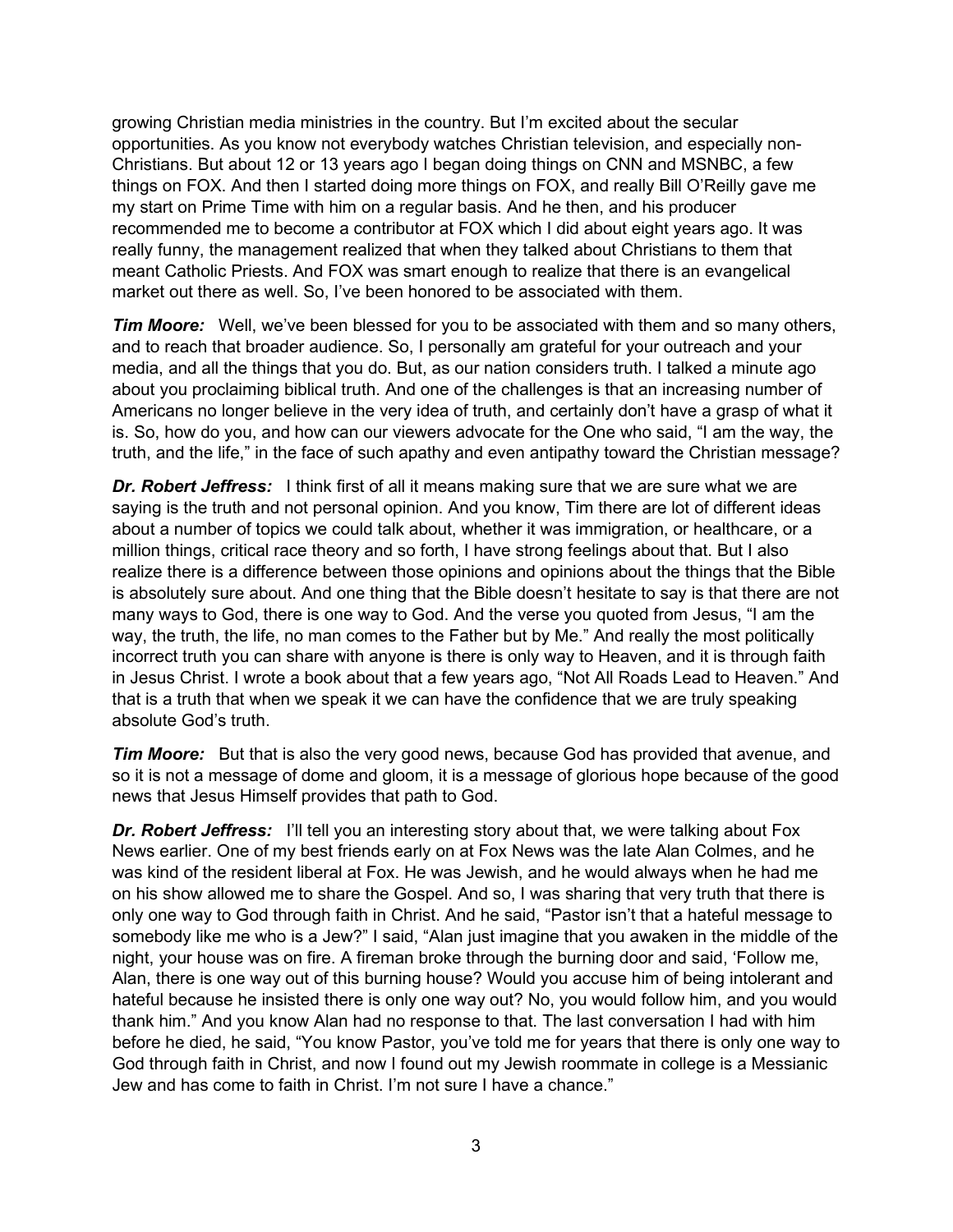growing Christian media ministries in the country. But I'm excited about the secular opportunities. As you know not everybody watches Christian television, and especially non-Christians. But about 12 or 13 years ago I began doing things on CNN and MSNBC, a few things on FOX. And then I started doing more things on FOX, and really Bill O'Reilly gave me my start on Prime Time with him on a regular basis. And he then, and his producer recommended me to become a contributor at FOX which I did about eight years ago. It was really funny, the management realized that when they talked about Christians to them that meant Catholic Priests. And FOX was smart enough to realize that there is an evangelical market out there as well. So, I've been honored to be associated with them.

***Tim Moore:*** Well, we've been blessed for you to be associated with them and so many others, and to reach that broader audience. So, I personally am grateful for your outreach and your media, and all the things that you do. But, as our nation considers truth. I talked a minute ago about you proclaiming biblical truth. And one of the challenges is that an increasing number of Americans no longer believe in the very idea of truth, and certainly don't have a grasp of what it is. So, how do you, and how can our viewers advocate for the One who said, "I am the way, the truth, and the life," in the face of such apathy and even antipathy toward the Christian message?

***Dr. Robert Jeffress:*** I think first of all it means making sure that we are sure what we are saying is the truth and not personal opinion. And you know, Tim there are lot of different ideas about a number of topics we could talk about, whether it was immigration, or healthcare, or a million things, critical race theory and so forth, I have strong feelings about that. But I also realize there is a difference between those opinions and opinions about the things that the Bible is absolutely sure about. And one thing that the Bible doesn't hesitate to say is that there are not many ways to God, there is one way to God. And the verse you quoted from Jesus, "I am the way, the truth, the life, no man comes to the Father but by Me." And really the most politically incorrect truth you can share with anyone is there is only way to Heaven, and it is through faith in Jesus Christ. I wrote a book about that a few years ago, "Not All Roads Lead to Heaven." And that is a truth that when we speak it we can have the confidence that we are truly speaking absolute God's truth.

***Tim Moore:*** But that is also the very good news, because God has provided that avenue, and so it is not a message of dome and gloom, it is a message of glorious hope because of the good news that Jesus Himself provides that path to God.

***Dr. Robert Jeffress:*** I'll tell you an interesting story about that, we were talking about Fox News earlier. One of my best friends early on at Fox News was the late Alan Colmes, and he was kind of the resident liberal at Fox. He was Jewish, and he would always when he had me on his show allowed me to share the Gospel. And so, I was sharing that very truth that there is only one way to God through faith in Christ. And he said, "Pastor isn't that a hateful message to somebody like me who is a Jew?" I said, "Alan just imagine that you awaken in the middle of the night, your house was on fire. A fireman broke through the burning door and said, 'Follow me, Alan, there is one way out of this burning house? Would you accuse him of being intolerant and hateful because he insisted there is only one way out? No, you would follow him, and you would thank him." And you know Alan had no response to that. The last conversation I had with him before he died, he said, "You know Pastor, you've told me for years that there is only one way to God through faith in Christ, and now I found out my Jewish roommate in college is a Messianic Jew and has come to faith in Christ. I'm not sure I have a chance."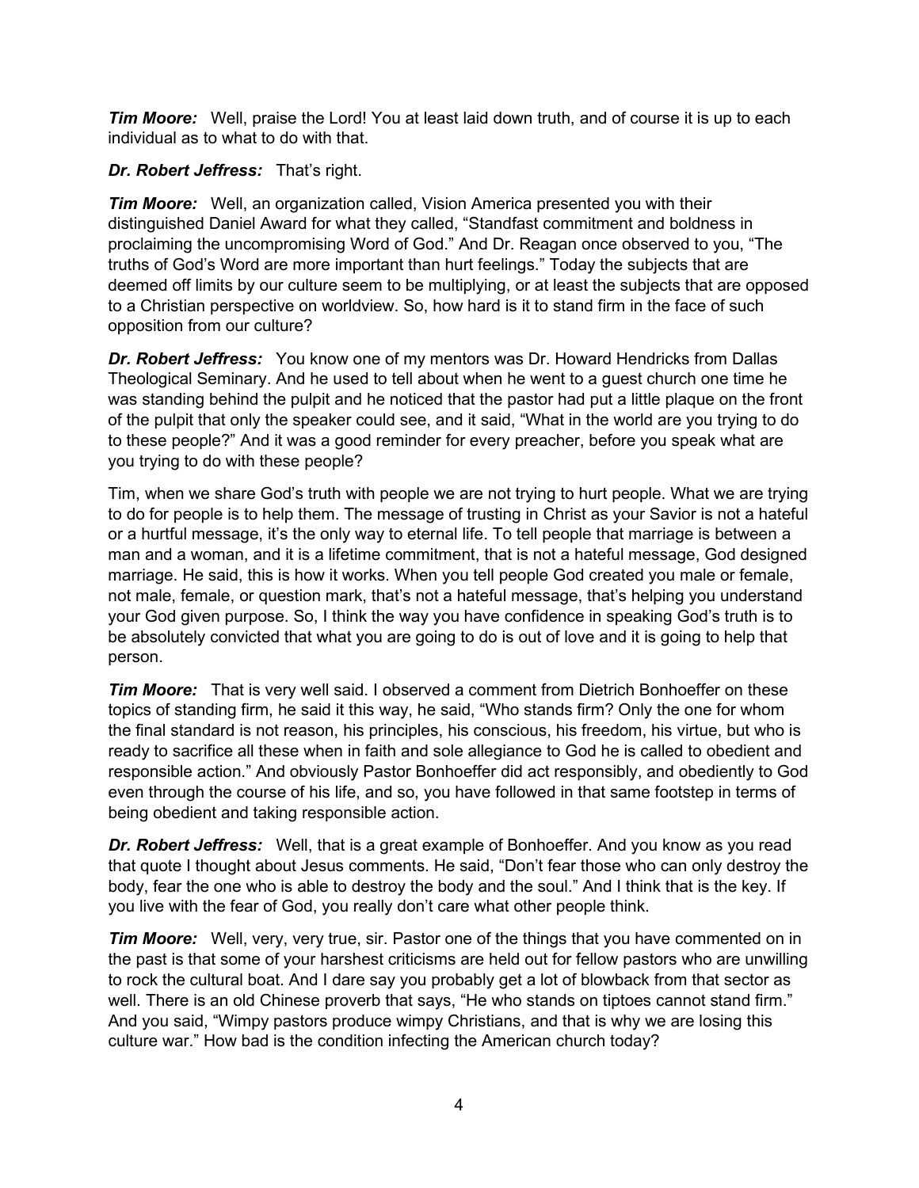***Tim Moore:*** Well, praise the Lord! You at least laid down truth, and of course it is up to each individual as to what to do with that.

***Dr. Robert Jeffress:*** That's right.

***Tim Moore:*** Well, an organization called, Vision America presented you with their distinguished Daniel Award for what they called, "Standfast commitment and boldness in proclaiming the uncompromising Word of God." And Dr. Reagan once observed to you, "The truths of God's Word are more important than hurt feelings." Today the subjects that are deemed off limits by our culture seem to be multiplying, or at least the subjects that are opposed to a Christian perspective on worldview. So, how hard is it to stand firm in the face of such opposition from our culture?

***Dr. Robert Jeffress:*** You know one of my mentors was Dr. Howard Hendricks from Dallas Theological Seminary. And he used to tell about when he went to a guest church one time he was standing behind the pulpit and he noticed that the pastor had put a little plaque on the front of the pulpit that only the speaker could see, and it said, "What in the world are you trying to do to these people?" And it was a good reminder for every preacher, before you speak what are you trying to do with these people?

Tim, when we share God's truth with people we are not trying to hurt people. What we are trying to do for people is to help them. The message of trusting in Christ as your Savior is not a hateful or a hurtful message, it's the only way to eternal life. To tell people that marriage is between a man and a woman, and it is a lifetime commitment, that is not a hateful message, God designed marriage. He said, this is how it works. When you tell people God created you male or female, not male, female, or question mark, that's not a hateful message, that's helping you understand your God given purpose. So, I think the way you have confidence in speaking God's truth is to be absolutely convicted that what you are going to do is out of love and it is going to help that person.

***Tim Moore:*** That is very well said. I observed a comment from Dietrich Bonhoeffer on these topics of standing firm, he said it this way, he said, "Who stands firm? Only the one for whom the final standard is not reason, his principles, his conscious, his freedom, his virtue, but who is ready to sacrifice all these when in faith and sole allegiance to God he is called to obedient and responsible action." And obviously Pastor Bonhoeffer did act responsibly, and obediently to God even through the course of his life, and so, you have followed in that same footstep in terms of being obedient and taking responsible action.

***Dr. Robert Jeffress:*** Well, that is a great example of Bonhoeffer. And you know as you read that quote I thought about Jesus comments. He said, "Don't fear those who can only destroy the body, fear the one who is able to destroy the body and the soul." And I think that is the key. If you live with the fear of God, you really don't care what other people think.

***Tim Moore:*** Well, very, very true, sir. Pastor one of the things that you have commented on in the past is that some of your harshest criticisms are held out for fellow pastors who are unwilling to rock the cultural boat. And I dare say you probably get a lot of blowback from that sector as well. There is an old Chinese proverb that says, "He who stands on tiptoes cannot stand firm." And you said, "Wimpy pastors produce wimpy Christians, and that is why we are losing this culture war." How bad is the condition infecting the American church today?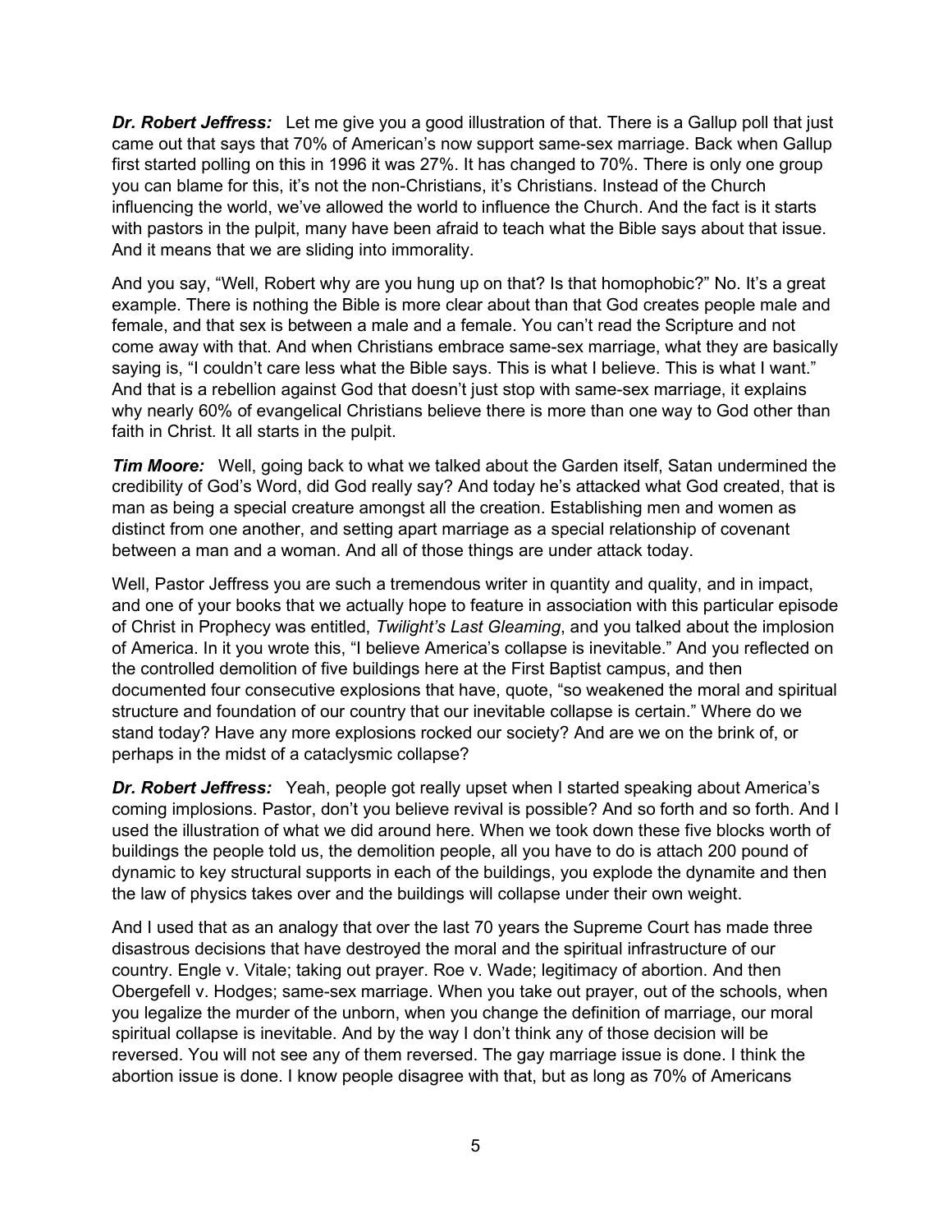***Dr. Robert Jeffress:*** Let me give you a good illustration of that. There is a Gallup poll that just came out that says that 70% of American's now support same-sex marriage. Back when Gallup first started polling on this in 1996 it was 27%. It has changed to 70%. There is only one group you can blame for this, it's not the non-Christians, it's Christians. Instead of the Church influencing the world, we've allowed the world to influence the Church. And the fact is it starts with pastors in the pulpit, many have been afraid to teach what the Bible says about that issue. And it means that we are sliding into immorality.

And you say, "Well, Robert why are you hung up on that? Is that homophobic?" No. It's a great example. There is nothing the Bible is more clear about than that God creates people male and female, and that sex is between a male and a female. You can't read the Scripture and not come away with that. And when Christians embrace same-sex marriage, what they are basically saying is, "I couldn't care less what the Bible says. This is what I believe. This is what I want." And that is a rebellion against God that doesn't just stop with same-sex marriage, it explains why nearly 60% of evangelical Christians believe there is more than one way to God other than faith in Christ. It all starts in the pulpit.

***Tim Moore:*** Well, going back to what we talked about the Garden itself, Satan undermined the credibility of God's Word, did God really say? And today he's attacked what God created, that is man as being a special creature amongst all the creation. Establishing men and women as distinct from one another, and setting apart marriage as a special relationship of covenant between a man and a woman. And all of those things are under attack today.

Well, Pastor Jeffress you are such a tremendous writer in quantity and quality, and in impact, and one of your books that we actually hope to feature in association with this particular episode of Christ in Prophecy was entitled, *Twilight's Last Gleaming*, and you talked about the implosion of America. In it you wrote this, "I believe America's collapse is inevitable." And you reflected on the controlled demolition of five buildings here at the First Baptist campus, and then documented four consecutive explosions that have, quote, "so weakened the moral and spiritual structure and foundation of our country that our inevitable collapse is certain." Where do we stand today? Have any more explosions rocked our society? And are we on the brink of, or perhaps in the midst of a cataclysmic collapse?

***Dr. Robert Jeffress:*** Yeah, people got really upset when I started speaking about America's coming implosions. Pastor, don't you believe revival is possible? And so forth and so forth. And I used the illustration of what we did around here. When we took down these five blocks worth of buildings the people told us, the demolition people, all you have to do is attach 200 pound of dynamic to key structural supports in each of the buildings, you explode the dynamite and then the law of physics takes over and the buildings will collapse under their own weight.

And I used that as an analogy that over the last 70 years the Supreme Court has made three disastrous decisions that have destroyed the moral and the spiritual infrastructure of our country. Engle v. Vitale; taking out prayer. Roe v. Wade; legitimacy of abortion. And then Obergefell v. Hodges; same-sex marriage. When you take out prayer, out of the schools, when you legalize the murder of the unborn, when you change the definition of marriage, our moral spiritual collapse is inevitable. And by the way I don't think any of those decision will be reversed. You will not see any of them reversed. The gay marriage issue is done. I think the abortion issue is done. I know people disagree with that, but as long as 70% of Americans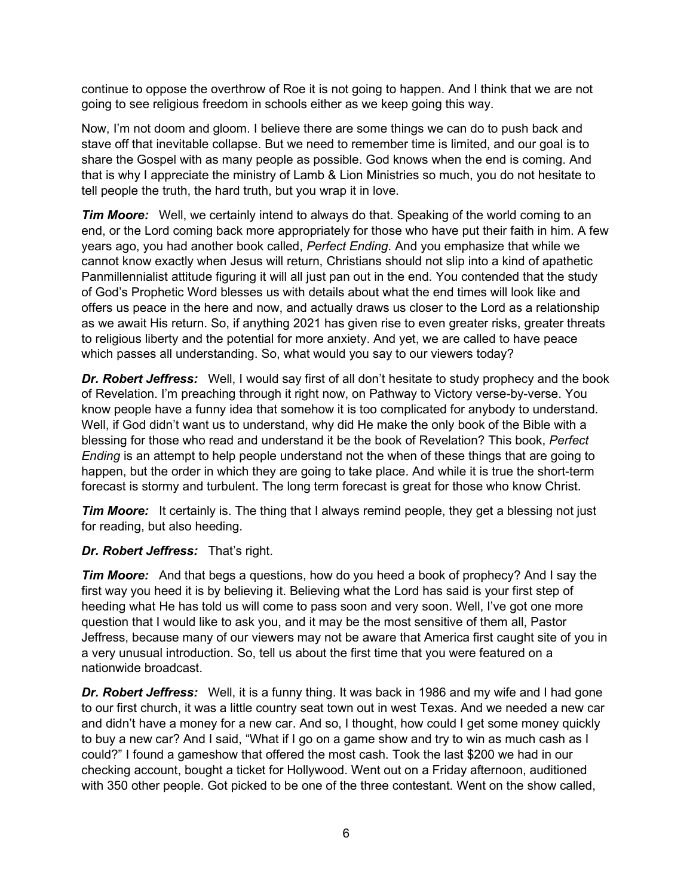continue to oppose the overthrow of Roe it is not going to happen. And I think that we are not going to see religious freedom in schools either as we keep going this way.

Now, I'm not doom and gloom. I believe there are some things we can do to push back and stave off that inevitable collapse. But we need to remember time is limited, and our goal is to share the Gospel with as many people as possible. God knows when the end is coming. And that is why I appreciate the ministry of Lamb & Lion Ministries so much, you do not hesitate to tell people the truth, the hard truth, but you wrap it in love.

***Tim Moore:*** Well, we certainly intend to always do that. Speaking of the world coming to an end, or the Lord coming back more appropriately for those who have put their faith in him. A few years ago, you had another book called, *Perfect Ending*. And you emphasize that while we cannot know exactly when Jesus will return, Christians should not slip into a kind of apathetic Panmillennialist attitude figuring it will all just pan out in the end. You contended that the study of God's Prophetic Word blesses us with details about what the end times will look like and offers us peace in the here and now, and actually draws us closer to the Lord as a relationship as we await His return. So, if anything 2021 has given rise to even greater risks, greater threats to religious liberty and the potential for more anxiety. And yet, we are called to have peace which passes all understanding. So, what would you say to our viewers today?

***Dr. Robert Jeffress:*** Well, I would say first of all don't hesitate to study prophecy and the book of Revelation. I'm preaching through it right now, on Pathway to Victory verse-by-verse. You know people have a funny idea that somehow it is too complicated for anybody to understand. Well, if God didn't want us to understand, why did He make the only book of the Bible with a blessing for those who read and understand it be the book of Revelation? This book, *Perfect Ending* is an attempt to help people understand not the when of these things that are going to happen, but the order in which they are going to take place. And while it is true the short-term forecast is stormy and turbulent. The long term forecast is great for those who know Christ.

***Tim Moore:*** It certainly is. The thing that I always remind people, they get a blessing not just for reading, but also heeding.

***Dr. Robert Jeffress:*** That's right.

***Tim Moore:*** And that begs a questions, how do you heed a book of prophecy? And I say the first way you heed it is by believing it. Believing what the Lord has said is your first step of heeding what He has told us will come to pass soon and very soon. Well, I've got one more question that I would like to ask you, and it may be the most sensitive of them all, Pastor Jeffress, because many of our viewers may not be aware that America first caught site of you in a very unusual introduction. So, tell us about the first time that you were featured on a nationwide broadcast.

***Dr. Robert Jeffress:*** Well, it is a funny thing. It was back in 1986 and my wife and I had gone to our first church, it was a little country seat town out in west Texas. And we needed a new car and didn't have a money for a new car. And so, I thought, how could I get some money quickly to buy a new car? And I said, "What if I go on a game show and try to win as much cash as I could?" I found a gameshow that offered the most cash. Took the last $200 we had in our checking account, bought a ticket for Hollywood. Went out on a Friday afternoon, auditioned with 350 other people. Got picked to be one of the three contestant. Went on the show called,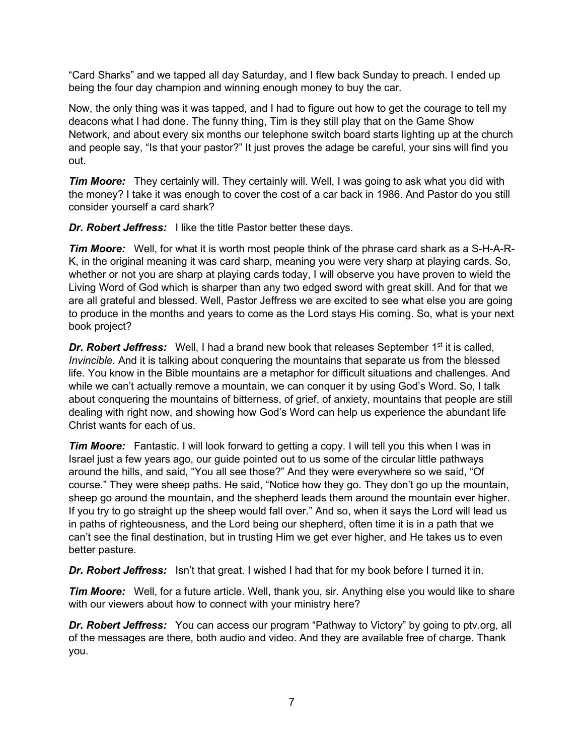"Card Sharks" and we tapped all day Saturday, and I flew back Sunday to preach. I ended up being the four day champion and winning enough money to buy the car.

Now, the only thing was it was tapped, and I had to figure out how to get the courage to tell my deacons what I had done. The funny thing, Tim is they still play that on the Game Show Network, and about every six months our telephone switch board starts lighting up at the church and people say, "Is that your pastor?" It just proves the adage be careful, your sins will find you out.

***Tim Moore:*** They certainly will. They certainly will. Well, I was going to ask what you did with the money? I take it was enough to cover the cost of a car back in 1986. And Pastor do you still consider yourself a card shark?

***Dr. Robert Jeffress:*** I like the title Pastor better these days.

***Tim Moore:*** Well, for what it is worth most people think of the phrase card shark as a S-H-A-R-K, in the original meaning it was card sharp, meaning you were very sharp at playing cards. So, whether or not you are sharp at playing cards today, I will observe you have proven to wield the Living Word of God which is sharper than any two edged sword with great skill. And for that we are all grateful and blessed. Well, Pastor Jeffress we are excited to see what else you are going to produce in the months and years to come as the Lord stays His coming. So, what is your next book project?

***Dr. Robert Jeffress:*** Well, I had a brand new book that releases September 1st it is called, *Invincible*. And it is talking about conquering the mountains that separate us from the blessed life. You know in the Bible mountains are a metaphor for difficult situations and challenges. And while we can't actually remove a mountain, we can conquer it by using God's Word. So, I talk about conquering the mountains of bitterness, of grief, of anxiety, mountains that people are still dealing with right now, and showing how God's Word can help us experience the abundant life Christ wants for each of us.

***Tim Moore:*** Fantastic. I will look forward to getting a copy. I will tell you this when I was in Israel just a few years ago, our guide pointed out to us some of the circular little pathways around the hills, and said, "You all see those?" And they were everywhere so we said, "Of course." They were sheep paths. He said, "Notice how they go. They don't go up the mountain, sheep go around the mountain, and the shepherd leads them around the mountain ever higher. If you try to go straight up the sheep would fall over." And so, when it says the Lord will lead us in paths of righteousness, and the Lord being our shepherd, often time it is in a path that we can't see the final destination, but in trusting Him we get ever higher, and He takes us to even better pasture.

***Dr. Robert Jeffress:*** Isn't that great. I wished I had that for my book before I turned it in.

***Tim Moore:*** Well, for a future article. Well, thank you, sir. Anything else you would like to share with our viewers about how to connect with your ministry here?

***Dr. Robert Jeffress:*** You can access our program "Pathway to Victory" by going to ptv.org, all of the messages are there, both audio and video. And they are available free of charge. Thank you.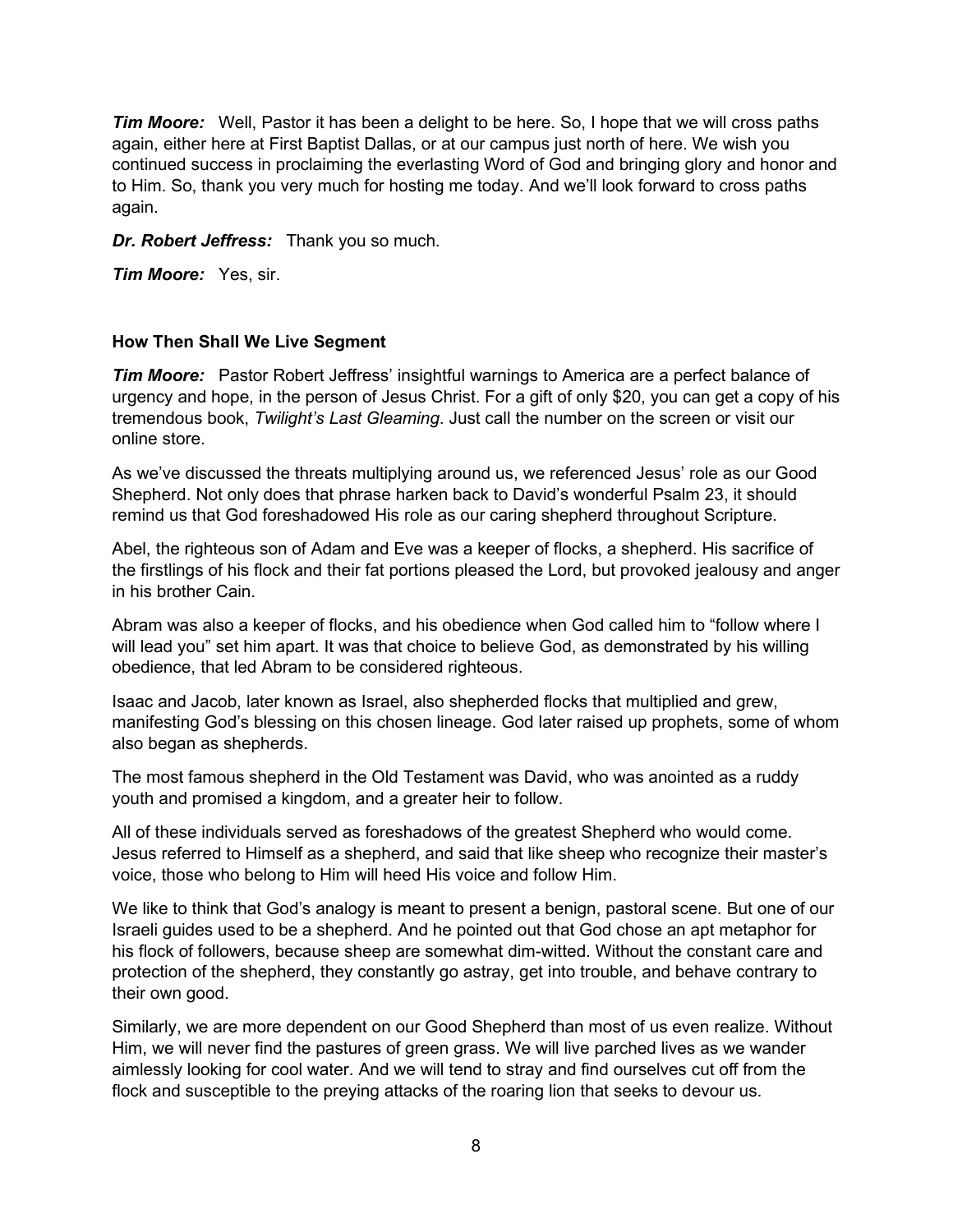***Tim Moore:*** Well, Pastor it has been a delight to be here. So, I hope that we will cross paths again, either here at First Baptist Dallas, or at our campus just north of here. We wish you continued success in proclaiming the everlasting Word of God and bringing glory and honor and to Him. So, thank you very much for hosting me today. And we'll look forward to cross paths again.

***Dr. Robert Jeffress:*** Thank you so much.

***Tim Moore:*** Yes, sir.

**How Then Shall We Live Segment**

***Tim Moore:*** Pastor Robert Jeffress' insightful warnings to America are a perfect balance of urgency and hope, in the person of Jesus Christ. For a gift of only $20, you can get a copy of his tremendous book, *Twilight's Last Gleaming*. Just call the number on the screen or visit our online store.

As we've discussed the threats multiplying around us, we referenced Jesus' role as our Good Shepherd. Not only does that phrase harken back to David's wonderful Psalm 23, it should remind us that God foreshadowed His role as our caring shepherd throughout Scripture.

Abel, the righteous son of Adam and Eve was a keeper of flocks, a shepherd. His sacrifice of the firstlings of his flock and their fat portions pleased the Lord, but provoked jealousy and anger in his brother Cain.

Abram was also a keeper of flocks, and his obedience when God called him to "follow where I will lead you" set him apart. It was that choice to believe God, as demonstrated by his willing obedience, that led Abram to be considered righteous.

Isaac and Jacob, later known as Israel, also shepherded flocks that multiplied and grew, manifesting God's blessing on this chosen lineage. God later raised up prophets, some of whom also began as shepherds.

The most famous shepherd in the Old Testament was David, who was anointed as a ruddy youth and promised a kingdom, and a greater heir to follow.

All of these individuals served as foreshadows of the greatest Shepherd who would come. Jesus referred to Himself as a shepherd, and said that like sheep who recognize their master's voice, those who belong to Him will heed His voice and follow Him.

We like to think that God's analogy is meant to present a benign, pastoral scene. But one of our Israeli guides used to be a shepherd. And he pointed out that God chose an apt metaphor for his flock of followers, because sheep are somewhat dim-witted. Without the constant care and protection of the shepherd, they constantly go astray, get into trouble, and behave contrary to their own good.

Similarly, we are more dependent on our Good Shepherd than most of us even realize. Without Him, we will never find the pastures of green grass. We will live parched lives as we wander aimlessly looking for cool water. And we will tend to stray and find ourselves cut off from the flock and susceptible to the preying attacks of the roaring lion that seeks to devour us.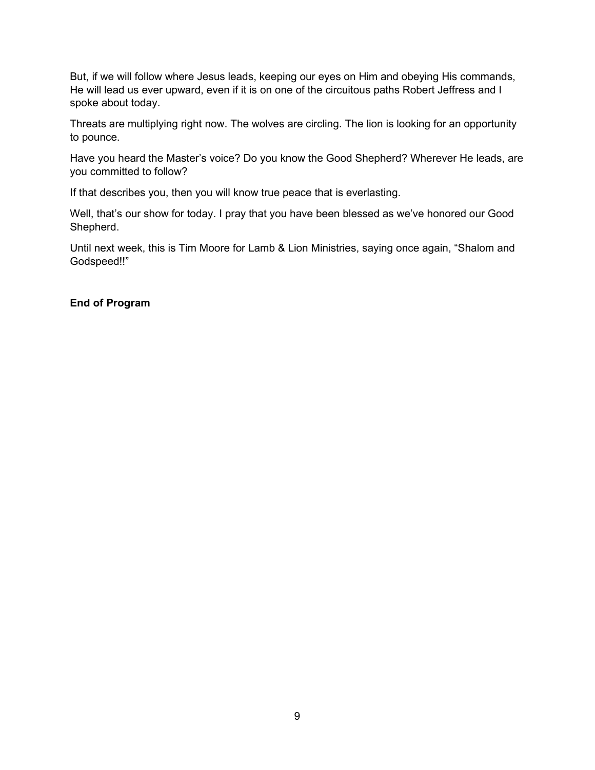But, if we will follow where Jesus leads, keeping our eyes on Him and obeying His commands, He will lead us ever upward, even if it is on one of the circuitous paths Robert Jeffress and I spoke about today.

Threats are multiplying right now. The wolves are circling. The lion is looking for an opportunity to pounce.

Have you heard the Master's voice? Do you know the Good Shepherd? Wherever He leads, are you committed to follow?

If that describes you, then you will know true peace that is everlasting.

Well, that's our show for today. I pray that you have been blessed as we've honored our Good Shepherd.

Until next week, this is Tim Moore for Lamb & Lion Ministries, saying once again, "Shalom and Godspeed!!"

**End of Program**